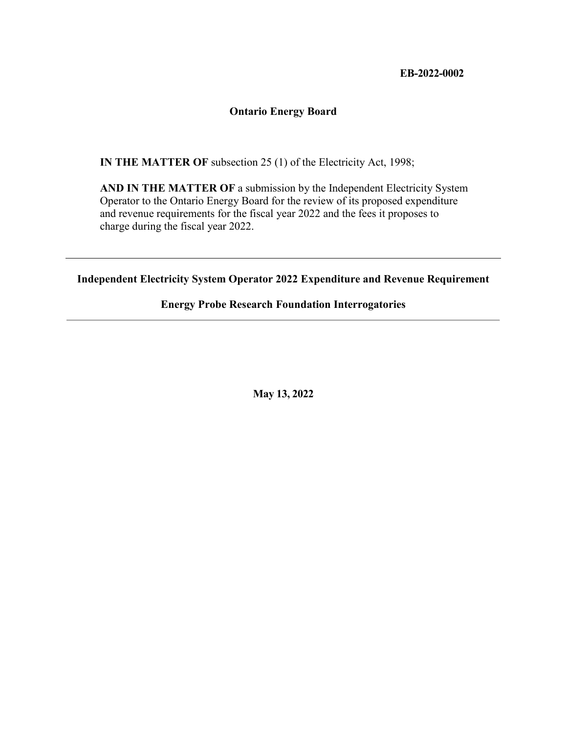**EB-2022-0002**

**Ontario Energy Board**

**IN THE MATTER OF** subsection 25 (1) of the Electricity Act, 1998;

**AND IN THE MATTER OF** a submission by the Independent Electricity System Operator to the Ontario Energy Board for the review of its proposed expenditure and revenue requirements for the fiscal year 2022 and the fees it proposes to charge during the fiscal year 2022.

---

**Independent Electricity System Operator 2022 Expenditure and Revenue Requirement**

**Energy Probe Research Foundation Interrogatories**

---

**May 13, 2022**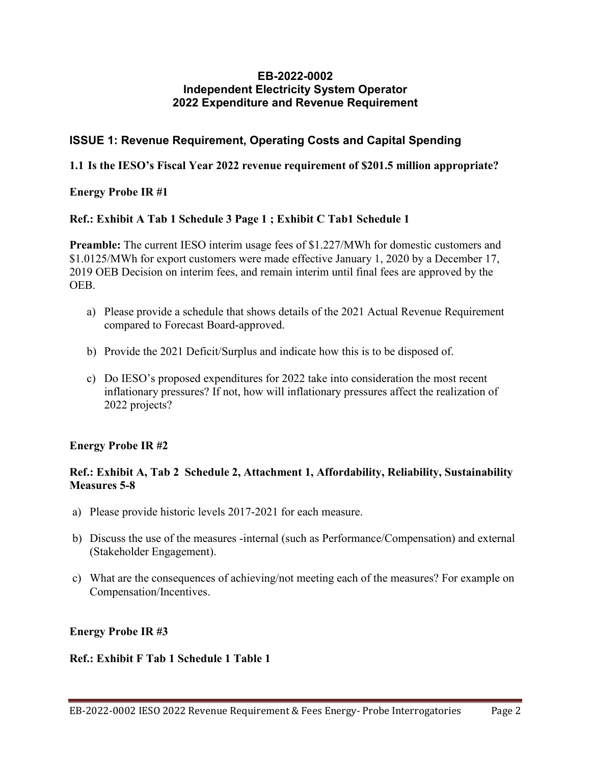**EB-2022-0002**
**Independent Electricity System Operator**
**2022 Expenditure and Revenue Requirement**

## ISSUE 1: Revenue Requirement, Operating Costs and Capital Spending

### 1.1 Is the IESO's Fiscal Year 2022 revenue requirement of $201.5 million appropriate?

**Energy Probe IR #1**

**Ref.: Exhibit A Tab 1 Schedule 3 Page 1 ; Exhibit C Tab1 Schedule 1**

**Preamble:** The current IESO interim usage fees of $1.227/MWh for domestic customers and $1.0125/MWh for export customers were made effective January 1, 2020 by a December 17, 2019 OEB Decision on interim fees, and remain interim until final fees are approved by the OEB.

a) Please provide a schedule that shows details of the 2021 Actual Revenue Requirement compared to Forecast Board-approved.

b) Provide the 2021 Deficit/Surplus and indicate how this is to be disposed of.

c) Do IESO's proposed expenditures for 2022 take into consideration the most recent inflationary pressures? If not, how will inflationary pressures affect the realization of 2022 projects?

**Energy Probe IR #2**

**Ref.: Exhibit A, Tab 2 Schedule 2, Attachment 1, Affordability, Reliability, Sustainability Measures 5-8**

a) Please provide historic levels 2017-2021 for each measure.

b) Discuss the use of the measures -internal (such as Performance/Compensation) and external (Stakeholder Engagement).

c) What are the consequences of achieving/not meeting each of the measures? For example on Compensation/Incentives.

**Energy Probe IR #3**

**Ref.: Exhibit F Tab 1 Schedule 1 Table 1**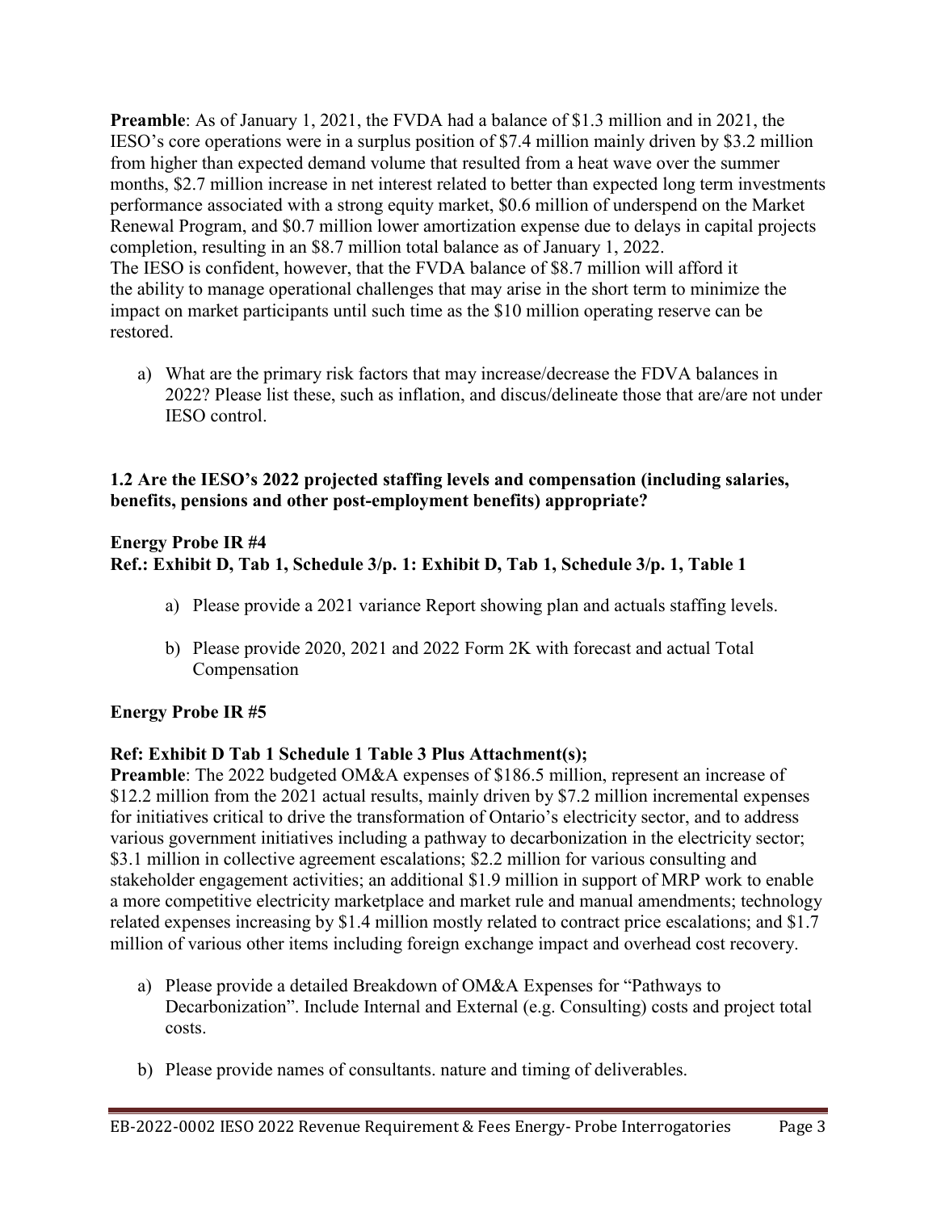**Preamble**: As of January 1, 2021, the FVDA had a balance of $1.3 million and in 2021, the IESO's core operations were in a surplus position of $7.4 million mainly driven by $3.2 million from higher than expected demand volume that resulted from a heat wave over the summer months, $2.7 million increase in net interest related to better than expected long term investments performance associated with a strong equity market, $0.6 million of underspend on the Market Renewal Program, and $0.7 million lower amortization expense due to delays in capital projects completion, resulting in an $8.7 million total balance as of January 1, 2022.
The IESO is confident, however, that the FVDA balance of $8.7 million will afford it the ability to manage operational challenges that may arise in the short term to minimize the impact on market participants until such time as the $10 million operating reserve can be restored.

a) What are the primary risk factors that may increase/decrease the FDVA balances in 2022? Please list these, such as inflation, and discus/delineate those that are/are not under IESO control.

### 1.2 Are the IESO's 2022 projected staffing levels and compensation (including salaries, benefits, pensions and other post-employment benefits) appropriate?

**Energy Probe IR #4**
**Ref.: Exhibit D, Tab 1, Schedule 3/p. 1: Exhibit D, Tab 1, Schedule 3/p. 1, Table 1**

a) Please provide a 2021 variance Report showing plan and actuals staffing levels.

b) Please provide 2020, 2021 and 2022 Form 2K with forecast and actual Total Compensation

**Energy Probe IR #5**

**Ref: Exhibit D Tab 1 Schedule 1 Table 3 Plus Attachment(s);**
**Preamble**: The 2022 budgeted OM&A expenses of $186.5 million, represent an increase of $12.2 million from the 2021 actual results, mainly driven by $7.2 million incremental expenses for initiatives critical to drive the transformation of Ontario's electricity sector, and to address various government initiatives including a pathway to decarbonization in the electricity sector; $3.1 million in collective agreement escalations; $2.2 million for various consulting and stakeholder engagement activities; an additional $1.9 million in support of MRP work to enable a more competitive electricity marketplace and market rule and manual amendments; technology related expenses increasing by $1.4 million mostly related to contract price escalations; and $1.7 million of various other items including foreign exchange impact and overhead cost recovery.

a) Please provide a detailed Breakdown of OM&A Expenses for "Pathways to Decarbonization". Include Internal and External (e.g. Consulting) costs and project total costs.

b) Please provide names of consultants. nature and timing of deliverables.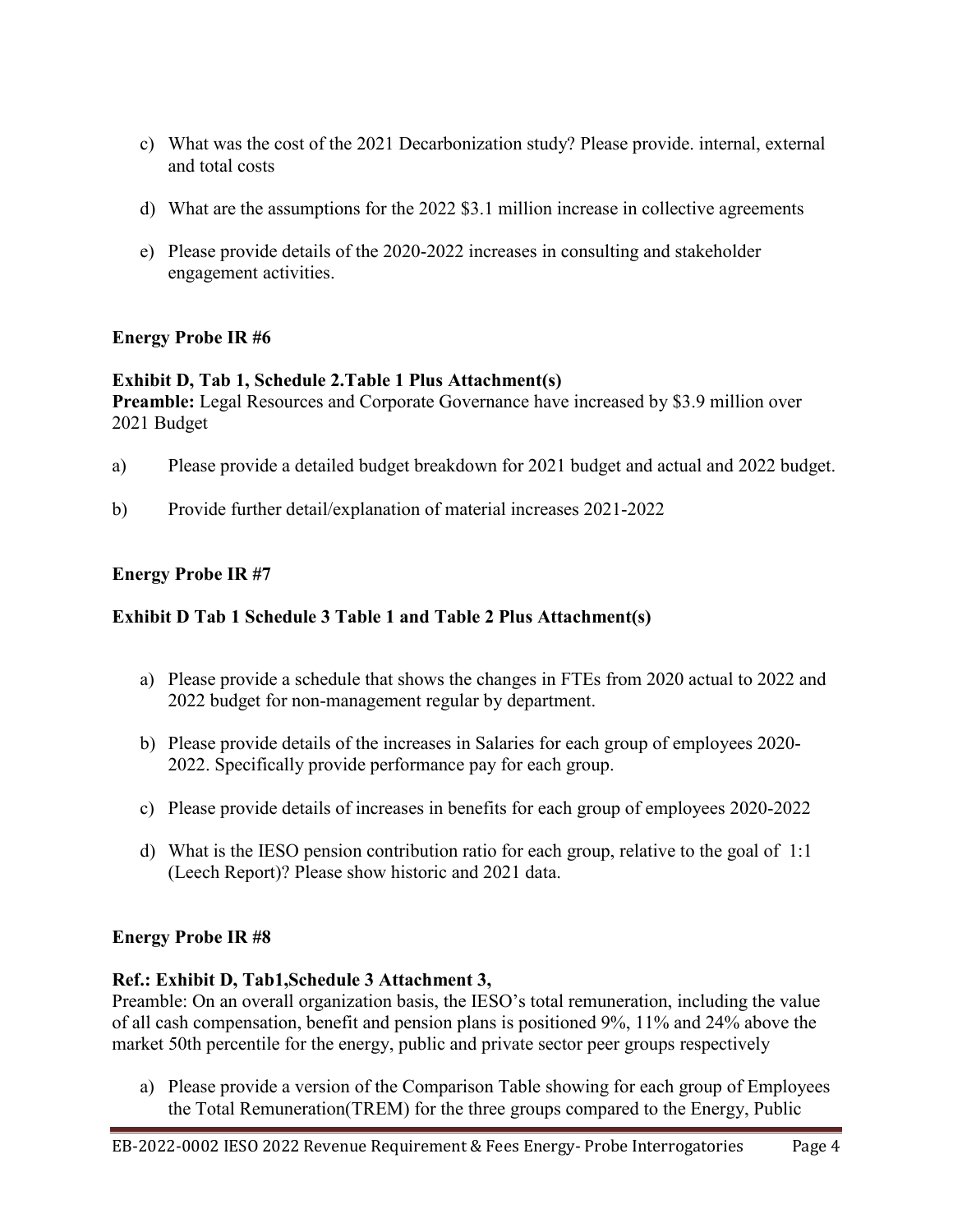c) What was the cost of the 2021 Decarbonization study? Please provide. internal, external and total costs

d) What are the assumptions for the 2022 $3.1 million increase in collective agreements

e) Please provide details of the 2020-2022 increases in consulting and stakeholder engagement activities.

**Energy Probe IR #6**

**Exhibit D, Tab 1, Schedule 2.Table 1 Plus Attachment(s)**
**Preamble:** Legal Resources and Corporate Governance have increased by $3.9 million over 2021 Budget

a) Please provide a detailed budget breakdown for 2021 budget and actual and 2022 budget.

b) Provide further detail/explanation of material increases 2021-2022

**Energy Probe IR #7**

**Exhibit D Tab 1 Schedule 3 Table 1 and Table 2 Plus Attachment(s)**

a) Please provide a schedule that shows the changes in FTEs from 2020 actual to 2022 and 2022 budget for non-management regular by department.

b) Please provide details of the increases in Salaries for each group of employees 2020-2022. Specifically provide performance pay for each group.

c) Please provide details of increases in benefits for each group of employees 2020-2022

d) What is the IESO pension contribution ratio for each group, relative to the goal of 1:1 (Leech Report)? Please show historic and 2021 data.

**Energy Probe IR #8**

**Ref.: Exhibit D, Tab1,Schedule 3 Attachment 3,**
Preamble: On an overall organization basis, the IESO's total remuneration, including the value of all cash compensation, benefit and pension plans is positioned 9%, 11% and 24% above the market 50th percentile for the energy, public and private sector peer groups respectively

a) Please provide a version of the Comparison Table showing for each group of Employees the Total Remuneration(TREM) for the three groups compared to the Energy, Public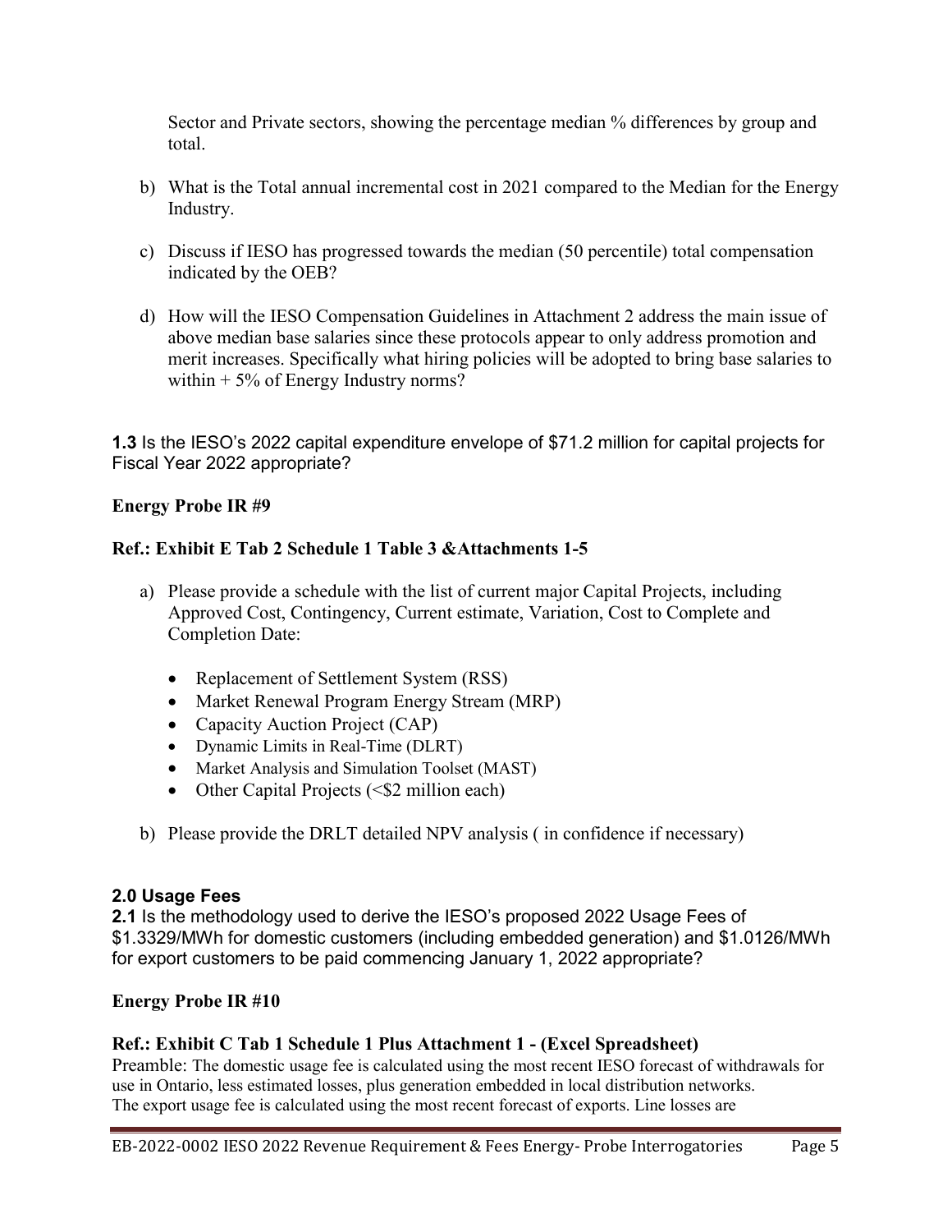Sector and Private sectors, showing the percentage median % differences by group and total.

b) What is the Total annual incremental cost in 2021 compared to the Median for the Energy Industry.

c) Discuss if IESO has progressed towards the median (50 percentile) total compensation indicated by the OEB?

d) How will the IESO Compensation Guidelines in Attachment 2 address the main issue of above median base salaries since these protocols appear to only address promotion and merit increases. Specifically what hiring policies will be adopted to bring base salaries to within + 5% of Energy Industry norms?

**1.3** Is the IESO's 2022 capital expenditure envelope of $71.2 million for capital projects for Fiscal Year 2022 appropriate?

**Energy Probe IR #9**

**Ref.: Exhibit E Tab 2 Schedule 1 Table 3 &Attachments 1-5**

a) Please provide a schedule with the list of current major Capital Projects, including Approved Cost, Contingency, Current estimate, Variation, Cost to Complete and Completion Date:

   - Replacement of Settlement System (RSS)
   - Market Renewal Program Energy Stream (MRP)
   - Capacity Auction Project (CAP)
   - Dynamic Limits in Real-Time (DLRT)
   - Market Analysis and Simulation Toolset (MAST)
   - Other Capital Projects (<$2 million each)

b) Please provide the DRLT detailed NPV analysis ( in confidence if necessary)

## 2.0 Usage Fees

**2.1** Is the methodology used to derive the IESO's proposed 2022 Usage Fees of $1.3329/MWh for domestic customers (including embedded generation) and $1.0126/MWh for export customers to be paid commencing January 1, 2022 appropriate?

**Energy Probe IR #10**

**Ref.: Exhibit C Tab 1 Schedule 1 Plus Attachment 1 - (Excel Spreadsheet)**

Preamble: The domestic usage fee is calculated using the most recent IESO forecast of withdrawals for use in Ontario, less estimated losses, plus generation embedded in local distribution networks.
The export usage fee is calculated using the most recent forecast of exports. Line losses are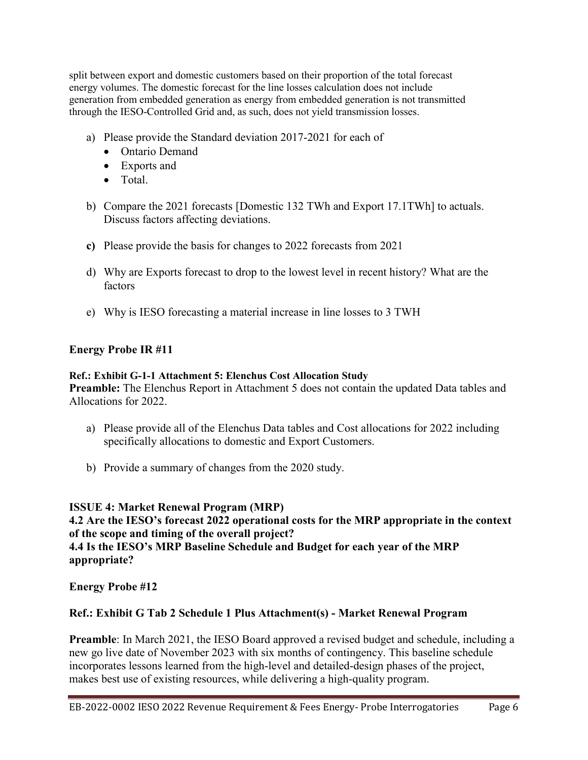split between export and domestic customers based on their proportion of the total forecast energy volumes. The domestic forecast for the line losses calculation does not include generation from embedded generation as energy from embedded generation is not transmitted through the IESO-Controlled Grid and, as such, does not yield transmission losses.

a) Please provide the Standard deviation 2017-2021 for each of
   - Ontario Demand
   - Exports and
   - Total.

b) Compare the 2021 forecasts [Domestic 132 TWh and Export 17.1TWh] to actuals. Discuss factors affecting deviations.

**c)** Please provide the basis for changes to 2022 forecasts from 2021

d) Why are Exports forecast to drop to the lowest level in recent history? What are the factors

e) Why is IESO forecasting a material increase in line losses to 3 TWH

**Energy Probe IR #11**

**Ref.: Exhibit G-1-1 Attachment 5: Elenchus Cost Allocation Study**
**Preamble:** The Elenchus Report in Attachment 5 does not contain the updated Data tables and Allocations for 2022.

a) Please provide all of the Elenchus Data tables and Cost allocations for 2022 including specifically allocations to domestic and Export Customers.

b) Provide a summary of changes from the 2020 study.

**ISSUE 4: Market Renewal Program (MRP)**
**4.2 Are the IESO's forecast 2022 operational costs for the MRP appropriate in the context of the scope and timing of the overall project?**
**4.4 Is the IESO's MRP Baseline Schedule and Budget for each year of the MRP appropriate?**

**Energy Probe #12**

**Ref.: Exhibit G Tab 2 Schedule 1 Plus Attachment(s) - Market Renewal Program**

**Preamble**: In March 2021, the IESO Board approved a revised budget and schedule, including a new go live date of November 2023 with six months of contingency. This baseline schedule incorporates lessons learned from the high-level and detailed-design phases of the project, makes best use of existing resources, while delivering a high-quality program.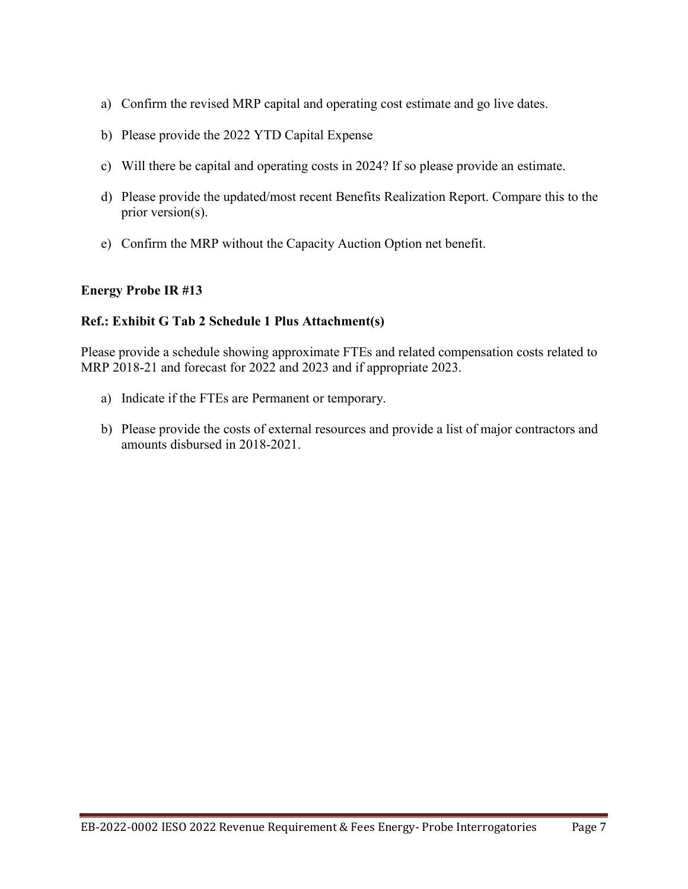a) Confirm the revised MRP capital and operating cost estimate and go live dates.

b) Please provide the 2022 YTD Capital Expense

c) Will there be capital and operating costs in 2024? If so please provide an estimate.

d) Please provide the updated/most recent Benefits Realization Report. Compare this to the prior version(s).

e) Confirm the MRP without the Capacity Auction Option net benefit.

**Energy Probe IR #13**

**Ref.: Exhibit G Tab 2 Schedule 1 Plus Attachment(s)**

Please provide a schedule showing approximate FTEs and related compensation costs related to MRP 2018-21 and forecast for 2022 and 2023 and if appropriate 2023.

a) Indicate if the FTEs are Permanent or temporary.

b) Please provide the costs of external resources and provide a list of major contractors and amounts disbursed in 2018-2021.